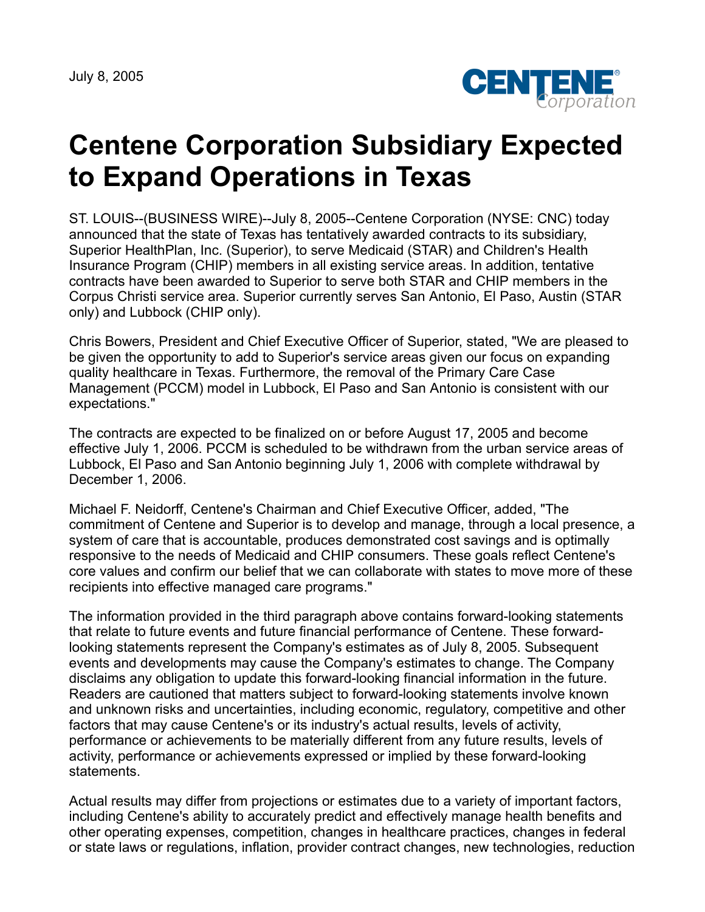July 8, 2005

# Centene Corporation Subsidiary Expected to Expand Operations in Texas

ST. LOUIS--(BUSINESS WIRE)--July 8, 2005--Centene Corporation (NYSE: CNC) today announced that the state of Texas has tentatively awarded contracts to its subsidiary, Superior HealthPlan, Inc. (Superior), to serve Medicaid (STAR) and Children's Health Insurance Program (CHIP) members in all existing service areas. In addition, tentative contracts have been awarded to Superior to serve both STAR and CHIP members in the Corpus Christi service area. Superior currently serves San Antonio, El Paso, Austin (STAR only) and Lubbock (CHIP only).

Chris Bowers, President and Chief Executive Officer of Superior, stated, "We are pleased to be given the opportunity to add to Superior's service areas given our focus on expanding quality healthcare in Texas. Furthermore, the removal of the Primary Care Case Management (PCCM) model in Lubbock, El Paso and San Antonio is consistent with our expectations."

The contracts are expected to be finalized on or before August 17, 2005 and become effective July 1, 2006. PCCM is scheduled to be withdrawn from the urban service areas of Lubbock, El Paso and San Antonio beginning July 1, 2006 with complete withdrawal by December 1, 2006.

Michael F. Neidorff, Centene's Chairman and Chief Executive Officer, added, "The commitment of Centene and Superior is to develop and manage, through a local presence, a system of care that is accountable, produces demonstrated cost savings and is optimally responsive to the needs of Medicaid and CHIP consumers. These goals reflect Centene's core values and confirm our belief that we can collaborate with states to move more of these recipients into effective managed care programs."

The information provided in the third paragraph above contains forward-looking statements that relate to future events and future financial performance of Centene. These forward-looking statements represent the Company's estimates as of July 8, 2005. Subsequent events and developments may cause the Company's estimates to change. The Company disclaims any obligation to update this forward-looking financial information in the future. Readers are cautioned that matters subject to forward-looking statements involve known and unknown risks and uncertainties, including economic, regulatory, competitive and other factors that may cause Centene's or its industry's actual results, levels of activity, performance or achievements to be materially different from any future results, levels of activity, performance or achievements expressed or implied by these forward-looking statements.

Actual results may differ from projections or estimates due to a variety of important factors, including Centene's ability to accurately predict and effectively manage health benefits and other operating expenses, competition, changes in healthcare practices, changes in federal or state laws or regulations, inflation, provider contract changes, new technologies, reduction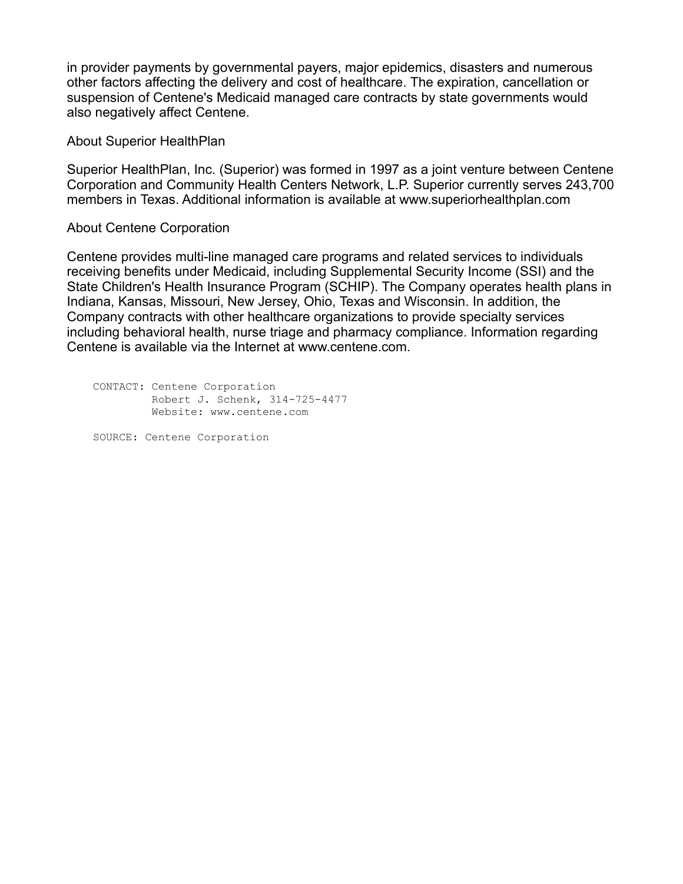in provider payments by governmental payers, major epidemics, disasters and numerous other factors affecting the delivery and cost of healthcare. The expiration, cancellation or suspension of Centene's Medicaid managed care contracts by state governments would also negatively affect Centene.

About Superior HealthPlan

Superior HealthPlan, Inc. (Superior) was formed in 1997 as a joint venture between Centene Corporation and Community Health Centers Network, L.P. Superior currently serves 243,700 members in Texas. Additional information is available at www.superiorhealthplan.com

About Centene Corporation

Centene provides multi-line managed care programs and related services to individuals receiving benefits under Medicaid, including Supplemental Security Income (SSI) and the State Children's Health Insurance Program (SCHIP). The Company operates health plans in Indiana, Kansas, Missouri, New Jersey, Ohio, Texas and Wisconsin. In addition, the Company contracts with other healthcare organizations to provide specialty services including behavioral health, nurse triage and pharmacy compliance. Information regarding Centene is available via the Internet at www.centene.com.

```
CONTACT: Centene Corporation
         Robert J. Schenk, 314-725-4477
         Website: www.centene.com

SOURCE: Centene Corporation
```